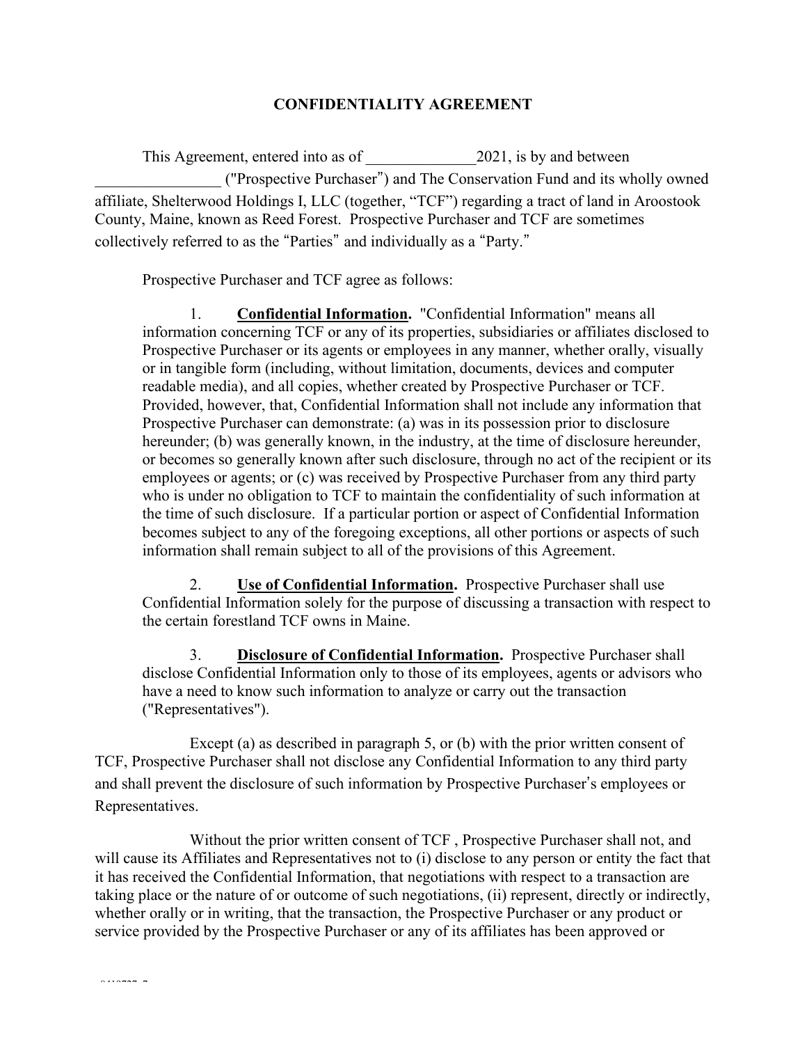**CONFIDENTIALITY AGREEMENT**

This Agreement, entered into as of ______________2021, is by and between ________________ ("Prospective Purchaser") and The Conservation Fund and its wholly owned affiliate, Shelterwood Holdings I, LLC (together, "TCF") regarding a tract of land in Aroostook County, Maine, known as Reed Forest. Prospective Purchaser and TCF are sometimes collectively referred to as the "Parties" and individually as a "Party."

Prospective Purchaser and TCF agree as follows:

1. **<u>Confidential Information</u>.** "Confidential Information" means all information concerning TCF or any of its properties, subsidiaries or affiliates disclosed to Prospective Purchaser or its agents or employees in any manner, whether orally, visually or in tangible form (including, without limitation, documents, devices and computer readable media), and all copies, whether created by Prospective Purchaser or TCF. Provided, however, that, Confidential Information shall not include any information that Prospective Purchaser can demonstrate: (a) was in its possession prior to disclosure hereunder; (b) was generally known, in the industry, at the time of disclosure hereunder, or becomes so generally known after such disclosure, through no act of the recipient or its employees or agents; or (c) was received by Prospective Purchaser from any third party who is under no obligation to TCF to maintain the confidentiality of such information at the time of such disclosure. If a particular portion or aspect of Confidential Information becomes subject to any of the foregoing exceptions, all other portions or aspects of such information shall remain subject to all of the provisions of this Agreement.

2. **<u>Use of Confidential Information</u>.** Prospective Purchaser shall use Confidential Information solely for the purpose of discussing a transaction with respect to the certain forestland TCF owns in Maine.

3. **<u>Disclosure of Confidential Information</u>.** Prospective Purchaser shall disclose Confidential Information only to those of its employees, agents or advisors who have a need to know such information to analyze or carry out the transaction ("Representatives").

Except (a) as described in paragraph 5, or (b) with the prior written consent of TCF, Prospective Purchaser shall not disclose any Confidential Information to any third party and shall prevent the disclosure of such information by Prospective Purchaser's employees or Representatives.

Without the prior written consent of TCF , Prospective Purchaser shall not, and will cause its Affiliates and Representatives not to (i) disclose to any person or entity the fact that it has received the Confidential Information, that negotiations with respect to a transaction are taking place or the nature of or outcome of such negotiations, (ii) represent, directly or indirectly, whether orally or in writing, that the transaction, the Prospective Purchaser or any product or service provided by the Prospective Purchaser or any of its affiliates has been approved or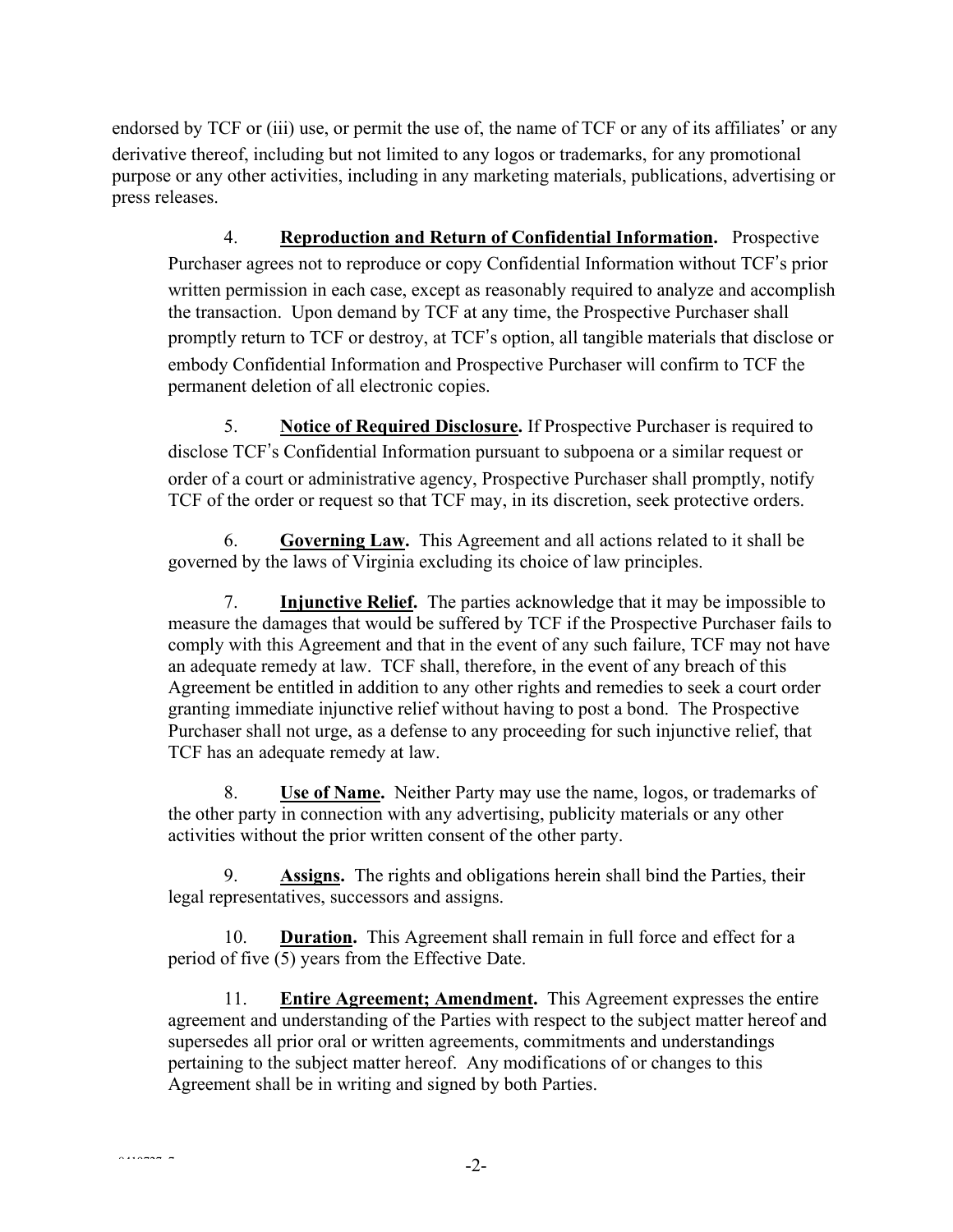endorsed by TCF or (iii) use, or permit the use of, the name of TCF or any of its affiliates' or any derivative thereof, including but not limited to any logos or trademarks, for any promotional purpose or any other activities, including in any marketing materials, publications, advertising or press releases.

4. **<u>Reproduction and Return of Confidential Information</u>.** Prospective Purchaser agrees not to reproduce or copy Confidential Information without TCF's prior written permission in each case, except as reasonably required to analyze and accomplish the transaction. Upon demand by TCF at any time, the Prospective Purchaser shall promptly return to TCF or destroy, at TCF's option, all tangible materials that disclose or embody Confidential Information and Prospective Purchaser will confirm to TCF the permanent deletion of all electronic copies.

5. **<u>Notice of Required Disclosure</u>.** If Prospective Purchaser is required to disclose TCF's Confidential Information pursuant to subpoena or a similar request or order of a court or administrative agency, Prospective Purchaser shall promptly, notify TCF of the order or request so that TCF may, in its discretion, seek protective orders.

6. **<u>Governing Law</u>.** This Agreement and all actions related to it shall be governed by the laws of Virginia excluding its choice of law principles.

7. **<u>Injunctive Relief</u>.** The parties acknowledge that it may be impossible to measure the damages that would be suffered by TCF if the Prospective Purchaser fails to comply with this Agreement and that in the event of any such failure, TCF may not have an adequate remedy at law. TCF shall, therefore, in the event of any breach of this Agreement be entitled in addition to any other rights and remedies to seek a court order granting immediate injunctive relief without having to post a bond. The Prospective Purchaser shall not urge, as a defense to any proceeding for such injunctive relief, that TCF has an adequate remedy at law.

8. **<u>Use of Name</u>.** Neither Party may use the name, logos, or trademarks of the other party in connection with any advertising, publicity materials or any other activities without the prior written consent of the other party.

9. **<u>Assigns</u>.** The rights and obligations herein shall bind the Parties, their legal representatives, successors and assigns.

10. **<u>Duration</u>.** This Agreement shall remain in full force and effect for a period of five (5) years from the Effective Date.

11. **<u>Entire Agreement; Amendment</u>.** This Agreement expresses the entire agreement and understanding of the Parties with respect to the subject matter hereof and supersedes all prior oral or written agreements, commitments and understandings pertaining to the subject matter hereof. Any modifications of or changes to this Agreement shall be in writing and signed by both Parties.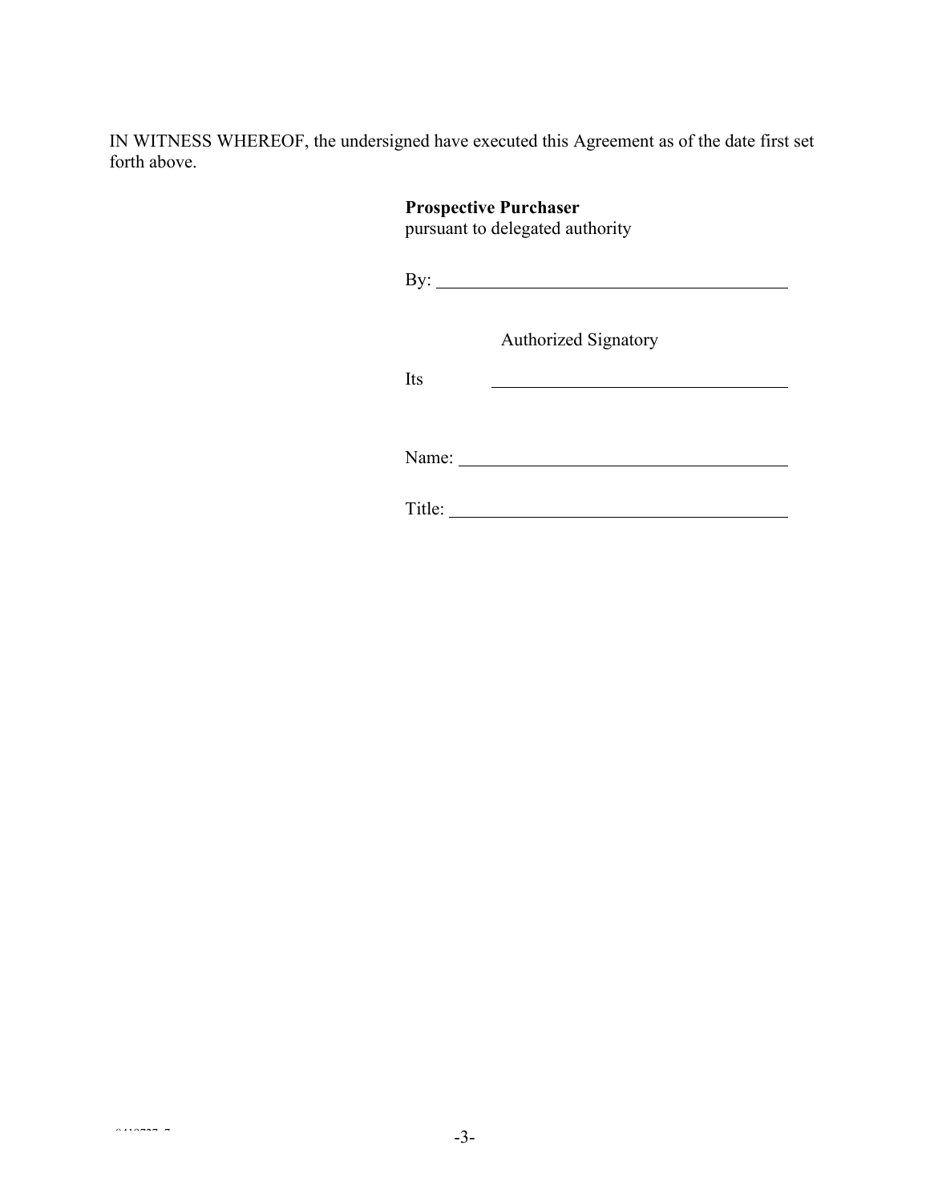IN WITNESS WHEREOF, the undersigned have executed this Agreement as of the date first set forth above.

**Prospective Purchaser**
pursuant to delegated authority

By: ________________________________________

Authorized Signatory

Its ____________________________________

Name: ______________________________________

Title: ______________________________________